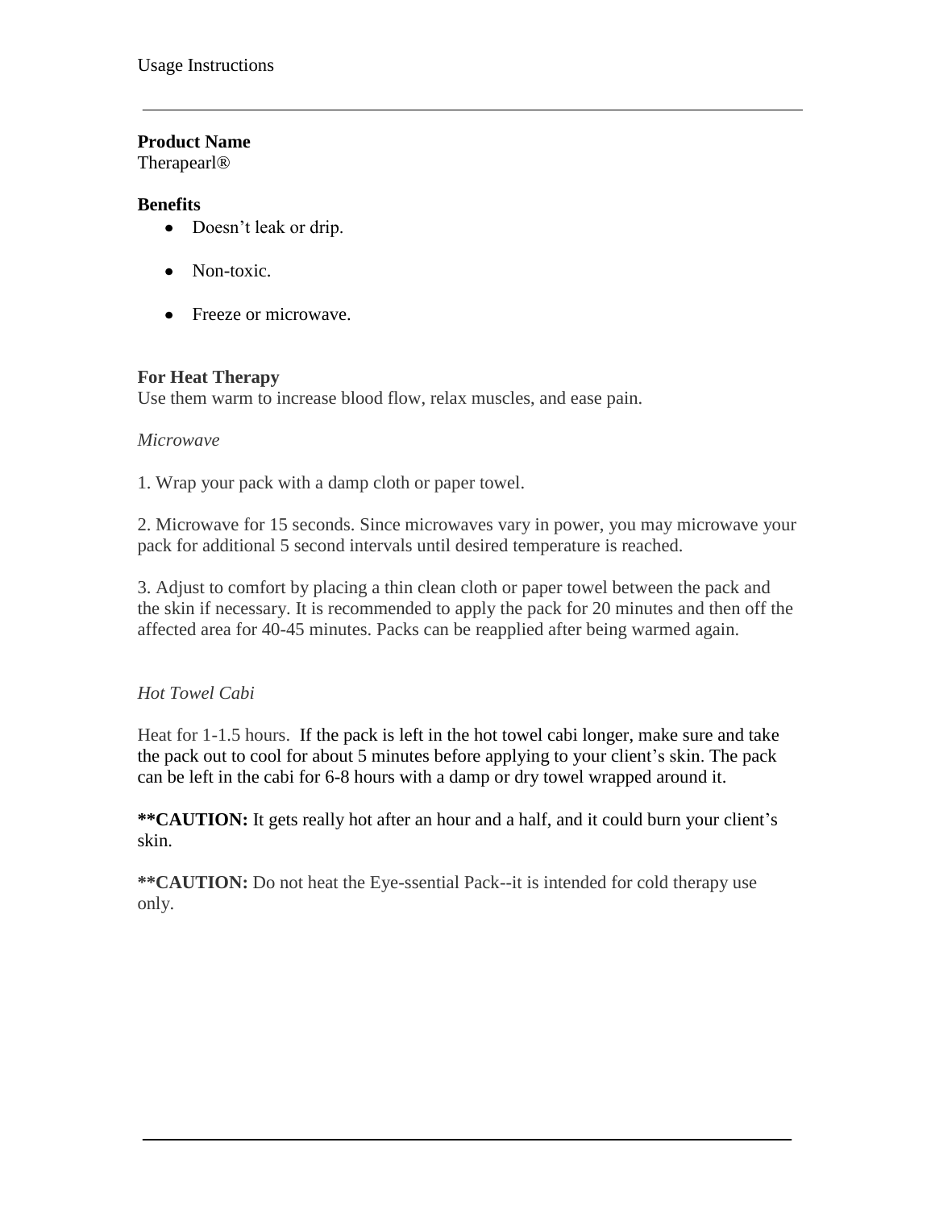Usage Instructions

**Product Name**
Therapearl®

**Benefits**

- Doesn't leak or drip.
- Non-toxic.
- Freeze or microwave.

**For Heat Therapy**
Use them warm to increase blood flow, relax muscles, and ease pain.

*Microwave*

1. Wrap your pack with a damp cloth or paper towel.

2. Microwave for 15 seconds. Since microwaves vary in power, you may microwave your pack for additional 5 second intervals until desired temperature is reached.

3. Adjust to comfort by placing a thin clean cloth or paper towel between the pack and the skin if necessary. It is recommended to apply the pack for 20 minutes and then off the affected area for 40-45 minutes. Packs can be reapplied after being warmed again.

*Hot Towel Cabi*

Heat for 1-1.5 hours. If the pack is left in the hot towel cabi longer, make sure and take the pack out to cool for about 5 minutes before applying to your client's skin. The pack can be left in the cabi for 6-8 hours with a damp or dry towel wrapped around it.

****CAUTION:** It gets really hot after an hour and a half, and it could burn your client's skin.

****CAUTION:** Do not heat the Eye-ssential Pack--it is intended for cold therapy use only.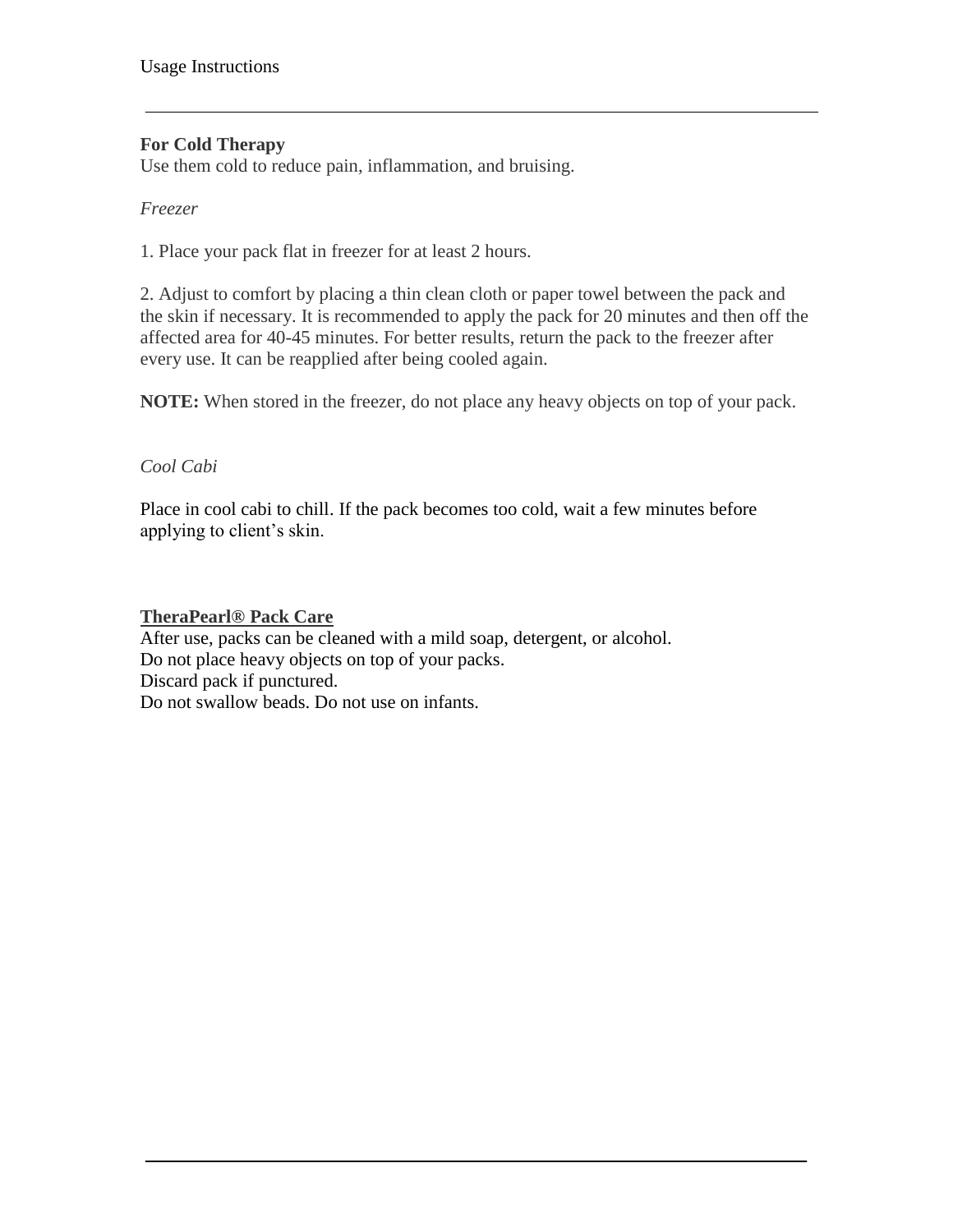Usage Instructions

**For Cold Therapy**
Use them cold to reduce pain, inflammation, and bruising.

*Freezer*

1. Place your pack flat in freezer for at least 2 hours.

2. Adjust to comfort by placing a thin clean cloth or paper towel between the pack and the skin if necessary. It is recommended to apply the pack for 20 minutes and then off the affected area for 40-45 minutes. For better results, return the pack to the freezer after every use. It can be reapplied after being cooled again.

**NOTE:** When stored in the freezer, do not place any heavy objects on top of your pack.

*Cool Cabi*

Place in cool cabi to chill. If the pack becomes too cold, wait a few minutes before applying to client's skin.

**TheraPearl® Pack Care**
After use, packs can be cleaned with a mild soap, detergent, or alcohol.
Do not place heavy objects on top of your packs.
Discard pack if punctured.
Do not swallow beads. Do not use on infants.